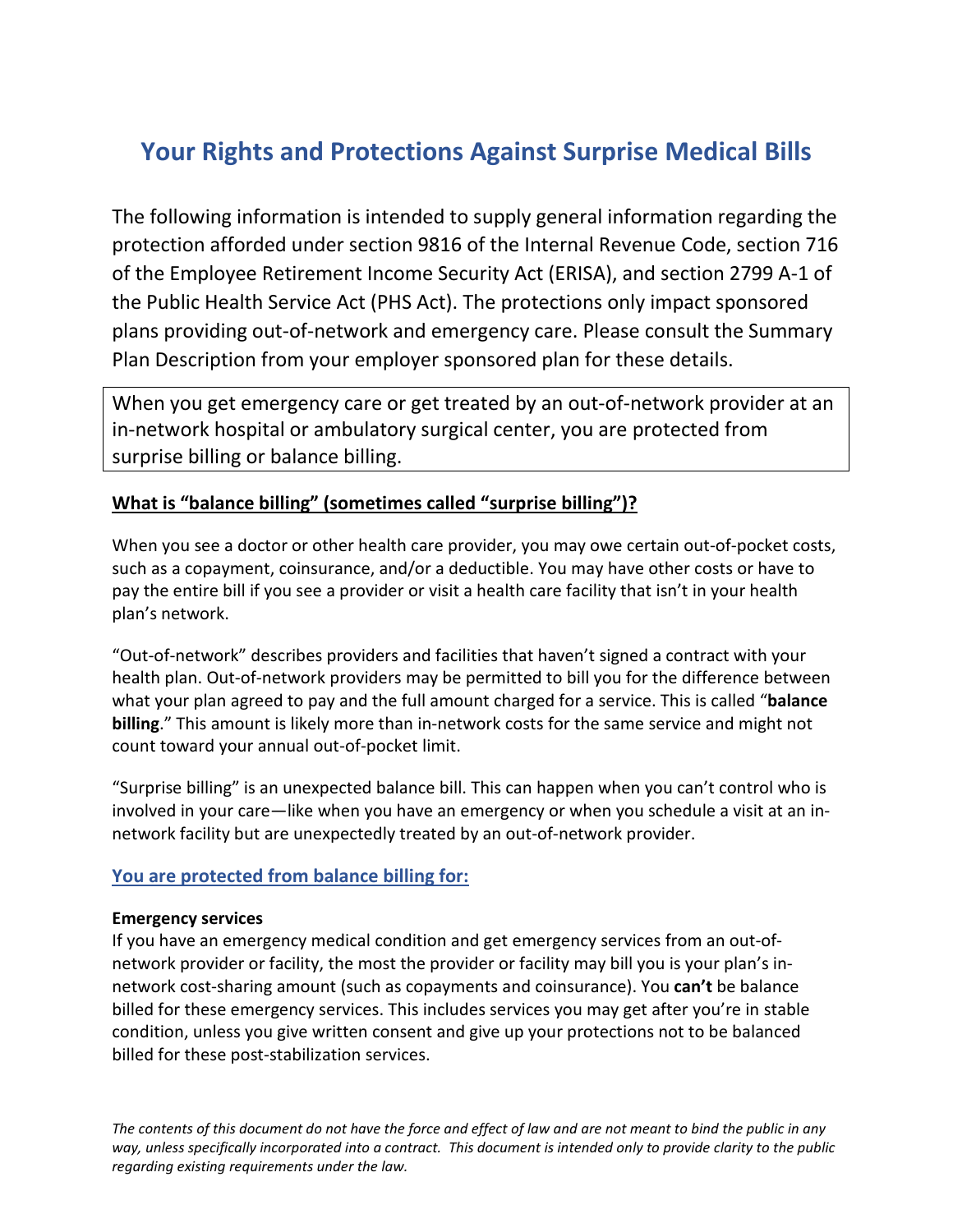# Your Rights and Protections Against Surprise Medical Bills

The following information is intended to supply general information regarding the protection afforded under section 9816 of the Internal Revenue Code, section 716 of the Employee Retirement Income Security Act (ERISA), and section 2799 A-1 of the Public Health Service Act (PHS Act). The protections only impact sponsored plans providing out-of-network and emergency care. Please consult the Summary Plan Description from your employer sponsored plan for these details.

When you get emergency care or get treated by an out-of-network provider at an in-network hospital or ambulatory surgical center, you are protected from surprise billing or balance billing.

## What is "balance billing" (sometimes called "surprise billing")?

When you see a doctor or other health care provider, you may owe certain out-of-pocket costs, such as a copayment, coinsurance, and/or a deductible. You may have other costs or have to pay the entire bill if you see a provider or visit a health care facility that isn't in your health plan's network.

"Out-of-network" describes providers and facilities that haven't signed a contract with your health plan. Out-of-network providers may be permitted to bill you for the difference between what your plan agreed to pay and the full amount charged for a service. This is called "**balance billing**." This amount is likely more than in-network costs for the same service and might not count toward your annual out-of-pocket limit.

"Surprise billing" is an unexpected balance bill. This can happen when you can't control who is involved in your care—like when you have an emergency or when you schedule a visit at an in-network facility but are unexpectedly treated by an out-of-network provider.

## You are protected from balance billing for:

**Emergency services**

If you have an emergency medical condition and get emergency services from an out-of-network provider or facility, the most the provider or facility may bill you is your plan's in-network cost-sharing amount (such as copayments and coinsurance). You **can't** be balance billed for these emergency services. This includes services you may get after you're in stable condition, unless you give written consent and give up your protections not to be balanced billed for these post-stabilization services.

*The contents of this document do not have the force and effect of law and are not meant to bind the public in any way, unless specifically incorporated into a contract. This document is intended only to provide clarity to the public regarding existing requirements under the law.*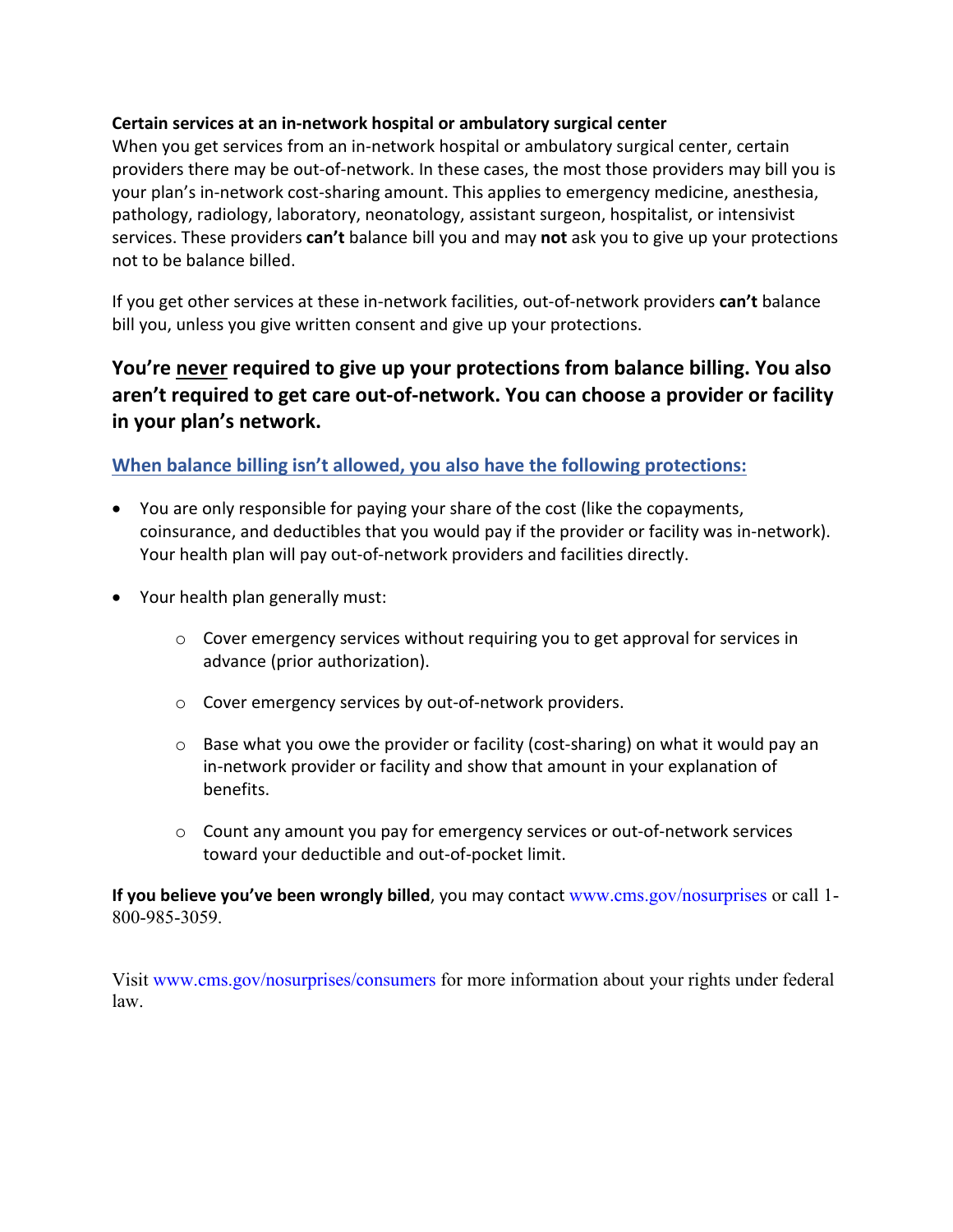**Certain services at an in-network hospital or ambulatory surgical center**

When you get services from an in-network hospital or ambulatory surgical center, certain providers there may be out-of-network. In these cases, the most those providers may bill you is your plan's in-network cost-sharing amount. This applies to emergency medicine, anesthesia, pathology, radiology, laboratory, neonatology, assistant surgeon, hospitalist, or intensivist services. These providers **can't** balance bill you and may **not** ask you to give up your protections not to be balance billed.

If you get other services at these in-network facilities, out-of-network providers **can't** balance bill you, unless you give written consent and give up your protections.

## You're <u>never</u> required to give up your protections from balance billing. You also aren't required to get care out-of-network. You can choose a provider or facility in your plan's network.

### When balance billing isn't allowed, you also have the following protections:

- You are only responsible for paying your share of the cost (like the copayments, coinsurance, and deductibles that you would pay if the provider or facility was in-network). Your health plan will pay out-of-network providers and facilities directly.
- Your health plan generally must:
  - Cover emergency services without requiring you to get approval for services in advance (prior authorization).
  - Cover emergency services by out-of-network providers.
  - Base what you owe the provider or facility (cost-sharing) on what it would pay an in-network provider or facility and show that amount in your explanation of benefits.
  - Count any amount you pay for emergency services or out-of-network services toward your deductible and out-of-pocket limit.

**If you believe you've been wrongly billed**, you may contact www.cms.gov/nosurprises or call 1-800-985-3059.

Visit www.cms.gov/nosurprises/consumers for more information about your rights under federal law.